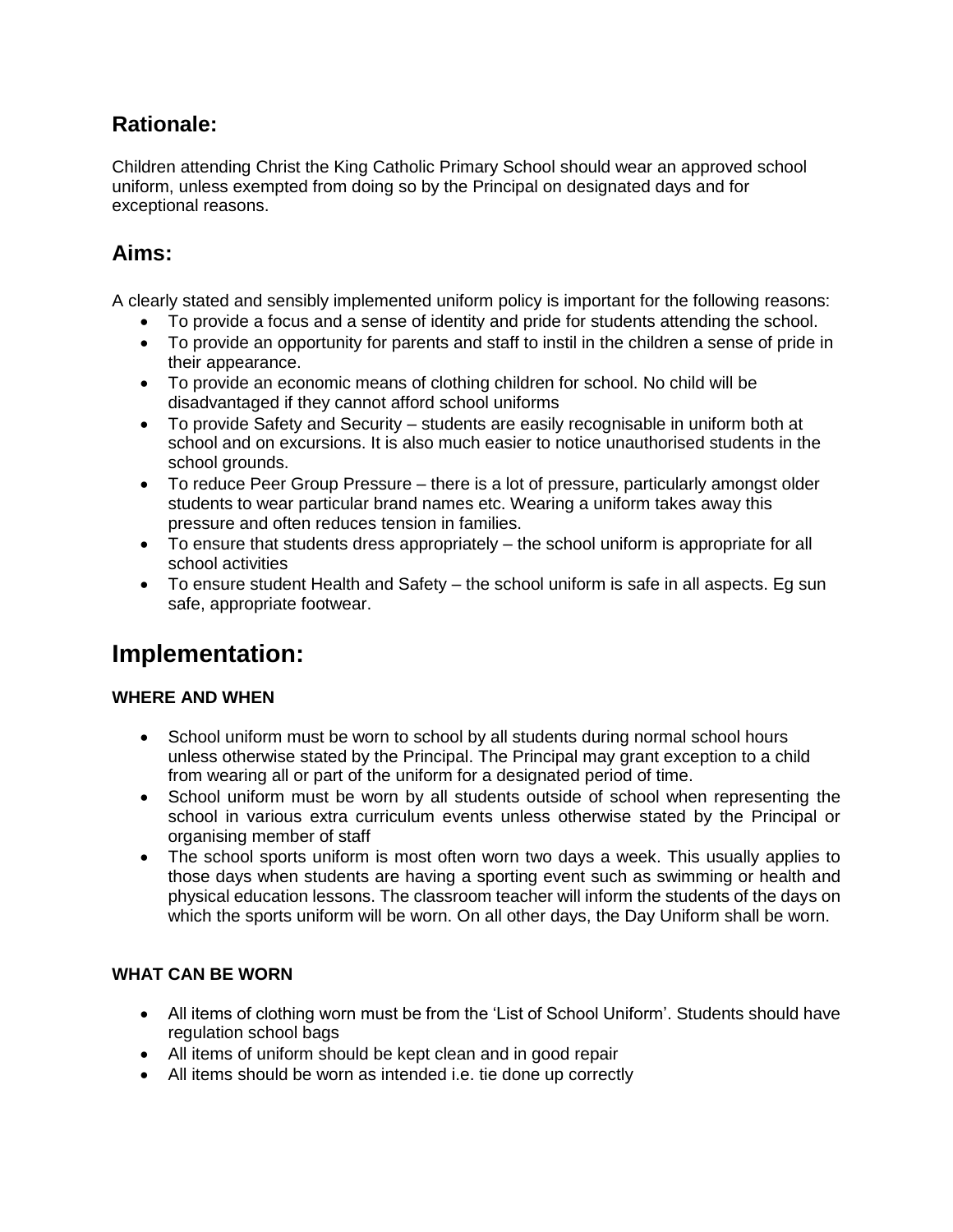## Rationale:

Children attending Christ the King Catholic Primary School should wear an approved school uniform, unless exempted from doing so by the Principal on designated days and for exceptional reasons.

## Aims:

A clearly stated and sensibly implemented uniform policy is important for the following reasons:

- To provide a focus and a sense of identity and pride for students attending the school.
- To provide an opportunity for parents and staff to instil in the children a sense of pride in their appearance.
- To provide an economic means of clothing children for school. No child will be disadvantaged if they cannot afford school uniforms
- To provide Safety and Security – students are easily recognisable in uniform both at school and on excursions. It is also much easier to notice unauthorised students in the school grounds.
- To reduce Peer Group Pressure – there is a lot of pressure, particularly amongst older students to wear particular brand names etc. Wearing a uniform takes away this pressure and often reduces tension in families.
- To ensure that students dress appropriately – the school uniform is appropriate for all school activities
- To ensure student Health and Safety – the school uniform is safe in all aspects. Eg sun safe, appropriate footwear.

# Implementation:

### WHERE AND WHEN

- School uniform must be worn to school by all students during normal school hours unless otherwise stated by the Principal. The Principal may grant exception to a child from wearing all or part of the uniform for a designated period of time.
- School uniform must be worn by all students outside of school when representing the school in various extra curriculum events unless otherwise stated by the Principal or organising member of staff
- The school sports uniform is most often worn two days a week. This usually applies to those days when students are having a sporting event such as swimming or health and physical education lessons. The classroom teacher will inform the students of the days on which the sports uniform will be worn. On all other days, the Day Uniform shall be worn.

### WHAT CAN BE WORN

- All items of clothing worn must be from the 'List of School Uniform'. Students should have regulation school bags
- All items of uniform should be kept clean and in good repair
- All items should be worn as intended i.e. tie done up correctly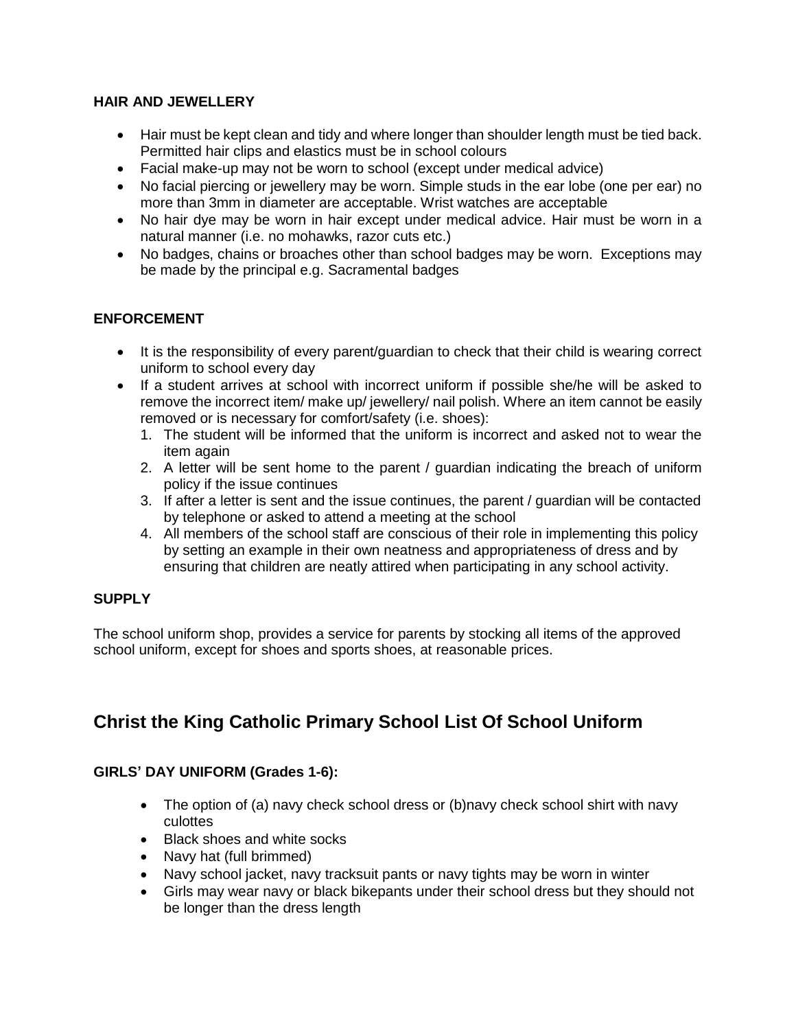### HAIR AND JEWELLERY

- Hair must be kept clean and tidy and where longer than shoulder length must be tied back. Permitted hair clips and elastics must be in school colours
- Facial make-up may not be worn to school (except under medical advice)
- No facial piercing or jewellery may be worn. Simple studs in the ear lobe (one per ear) no more than 3mm in diameter are acceptable. Wrist watches are acceptable
- No hair dye may be worn in hair except under medical advice. Hair must be worn in a natural manner (i.e. no mohawks, razor cuts etc.)
- No badges, chains or broaches other than school badges may be worn. Exceptions may be made by the principal e.g. Sacramental badges

### ENFORCEMENT

- It is the responsibility of every parent/guardian to check that their child is wearing correct uniform to school every day
- If a student arrives at school with incorrect uniform if possible she/he will be asked to remove the incorrect item/ make up/ jewellery/ nail polish. Where an item cannot be easily removed or is necessary for comfort/safety (i.e. shoes):
  1. The student will be informed that the uniform is incorrect and asked not to wear the item again
  2. A letter will be sent home to the parent / guardian indicating the breach of uniform policy if the issue continues
  3. If after a letter is sent and the issue continues, the parent / guardian will be contacted by telephone or asked to attend a meeting at the school
  4. All members of the school staff are conscious of their role in implementing this policy by setting an example in their own neatness and appropriateness of dress and by ensuring that children are neatly attired when participating in any school activity.

### SUPPLY

The school uniform shop, provides a service for parents by stocking all items of the approved school uniform, except for shoes and sports shoes, at reasonable prices.

## Christ the King Catholic Primary School List Of School Uniform

### GIRLS' DAY UNIFORM (Grades 1-6):

- The option of (a) navy check school dress or (b)navy check school shirt with navy culottes
- Black shoes and white socks
- Navy hat (full brimmed)
- Navy school jacket, navy tracksuit pants or navy tights may be worn in winter
- Girls may wear navy or black bikepants under their school dress but they should not be longer than the dress length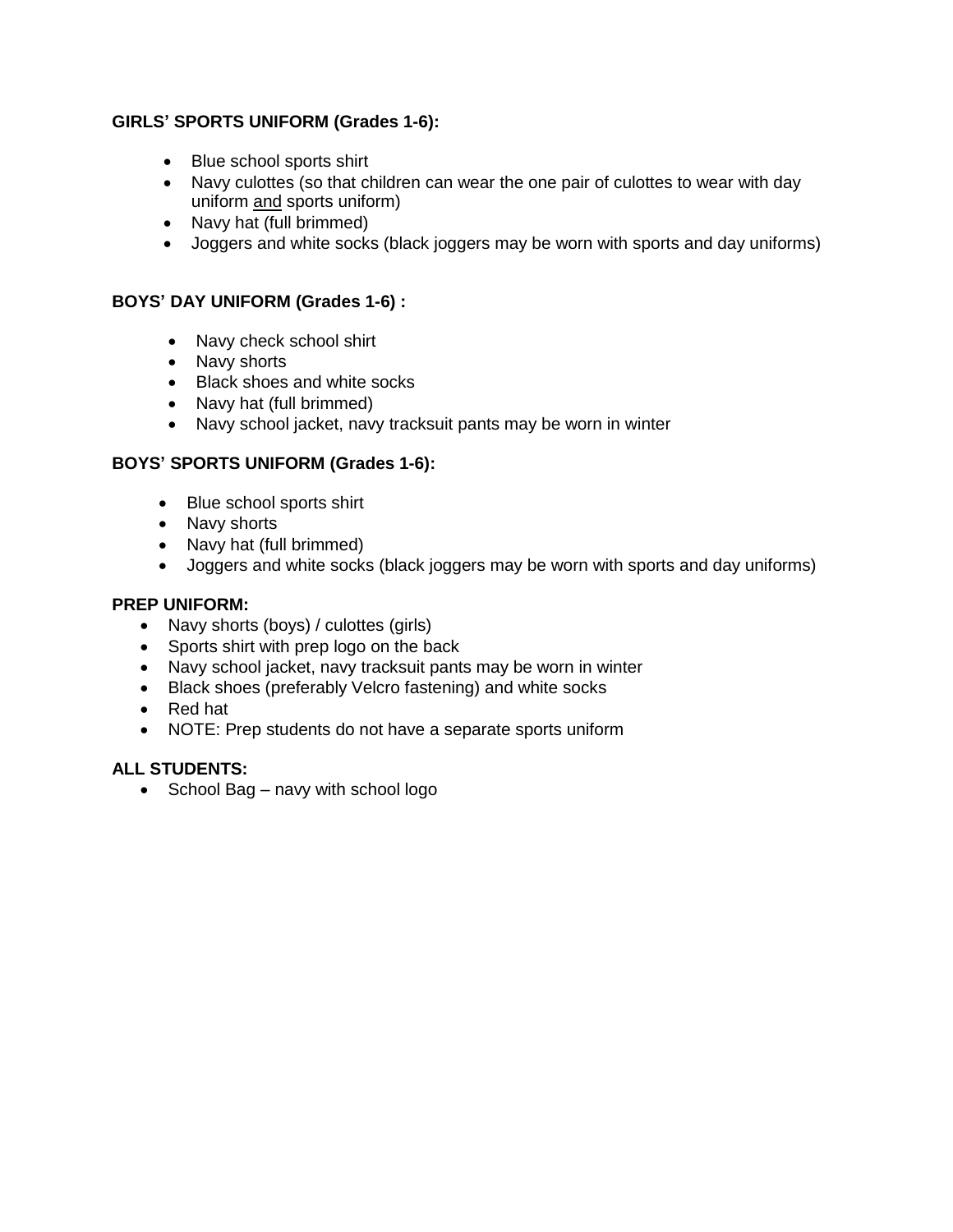**GIRLS' SPORTS UNIFORM (Grades 1-6):**

- Blue school sports shirt
- Navy culottes (so that children can wear the one pair of culottes to wear with day uniform <u>and</u> sports uniform)
- Navy hat (full brimmed)
- Joggers and white socks (black joggers may be worn with sports and day uniforms)

**BOYS' DAY UNIFORM (Grades 1-6) :**

- Navy check school shirt
- Navy shorts
- Black shoes and white socks
- Navy hat (full brimmed)
- Navy school jacket, navy tracksuit pants may be worn in winter

**BOYS' SPORTS UNIFORM (Grades 1-6):**

- Blue school sports shirt
- Navy shorts
- Navy hat (full brimmed)
- Joggers and white socks (black joggers may be worn with sports and day uniforms)

**PREP UNIFORM:**

- Navy shorts (boys) / culottes (girls)
- Sports shirt with prep logo on the back
- Navy school jacket, navy tracksuit pants may be worn in winter
- Black shoes (preferably Velcro fastening) and white socks
- Red hat
- NOTE: Prep students do not have a separate sports uniform

**ALL STUDENTS:**

- School Bag – navy with school logo